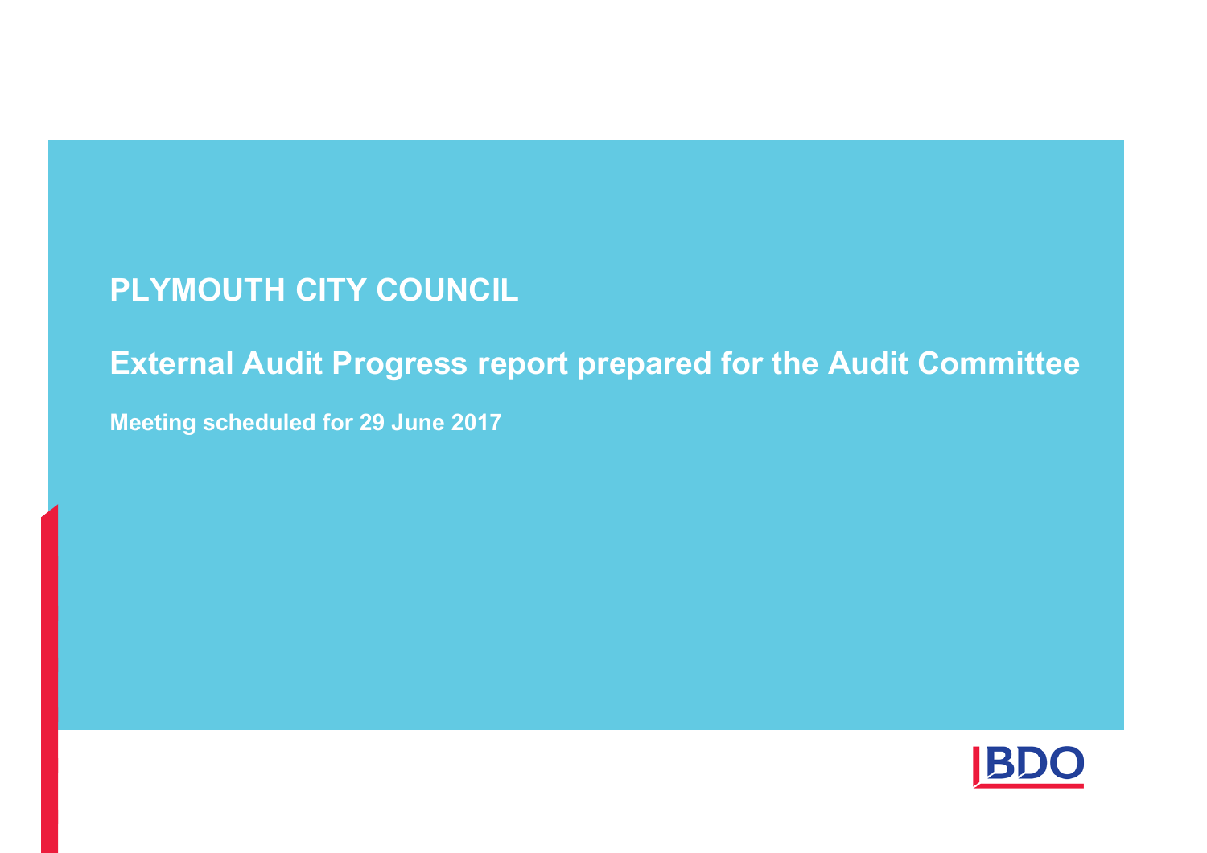# PLYMOUTH CITY COUNCIL

## External Audit Progress report prepared for the Audit Committee

**Meeting scheduled for 29 June 2017**

BDO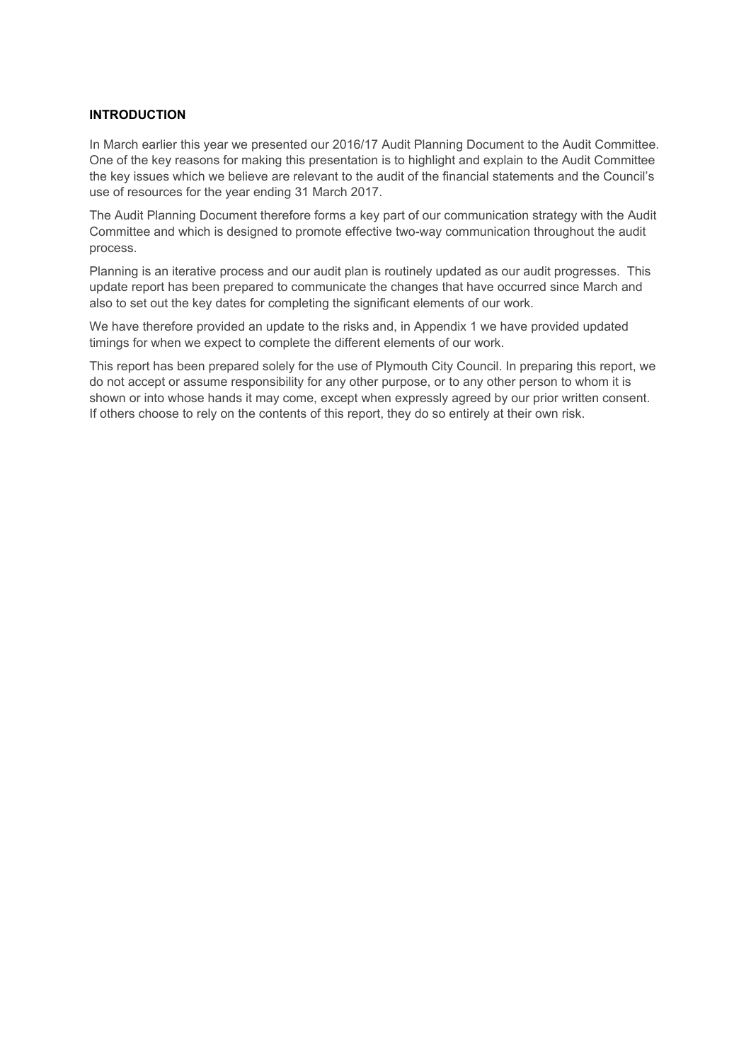## INTRODUCTION

In March earlier this year we presented our 2016/17 Audit Planning Document to the Audit Committee. One of the key reasons for making this presentation is to highlight and explain to the Audit Committee the key issues which we believe are relevant to the audit of the financial statements and the Council's use of resources for the year ending 31 March 2017.

The Audit Planning Document therefore forms a key part of our communication strategy with the Audit Committee and which is designed to promote effective two-way communication throughout the audit process.

Planning is an iterative process and our audit plan is routinely updated as our audit progresses. This update report has been prepared to communicate the changes that have occurred since March and also to set out the key dates for completing the significant elements of our work.

We have therefore provided an update to the risks and, in Appendix 1 we have provided updated timings for when we expect to complete the different elements of our work.

This report has been prepared solely for the use of Plymouth City Council. In preparing this report, we do not accept or assume responsibility for any other purpose, or to any other person to whom it is shown or into whose hands it may come, except when expressly agreed by our prior written consent. If others choose to rely on the contents of this report, they do so entirely at their own risk.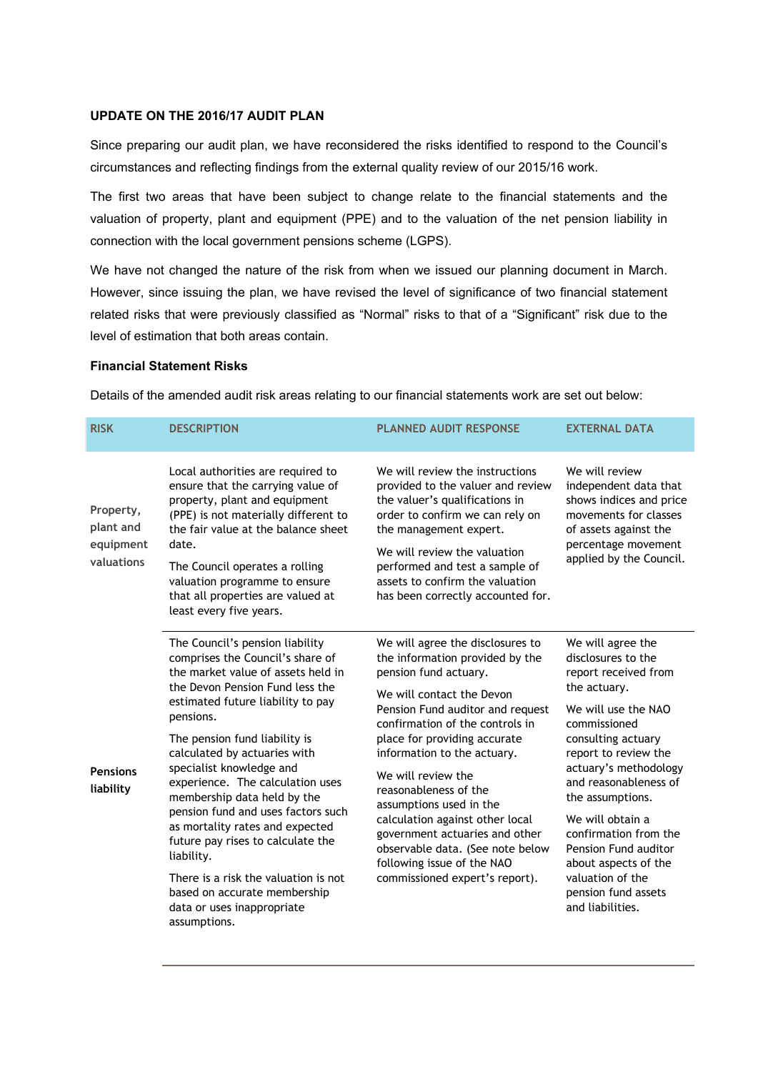## UPDATE ON THE 2016/17 AUDIT PLAN

Since preparing our audit plan, we have reconsidered the risks identified to respond to the Council's circumstances and reflecting findings from the external quality review of our 2015/16 work.

The first two areas that have been subject to change relate to the financial statements and the valuation of property, plant and equipment (PPE) and to the valuation of the net pension liability in connection with the local government pensions scheme (LGPS).

We have not changed the nature of the risk from when we issued our planning document in March. However, since issuing the plan, we have revised the level of significance of two financial statement related risks that were previously classified as "Normal" risks to that of a "Significant" risk due to the level of estimation that both areas contain.

### Financial Statement Risks

Details of the amended audit risk areas relating to our financial statements work are set out below:

| RISK | DESCRIPTION | PLANNED AUDIT RESPONSE | EXTERNAL DATA |
|---|---|---|---|
| Property, plant and equipment valuations | Local authorities are required to ensure that the carrying value of property, plant and equipment (PPE) is not materially different to the fair value at the balance sheet date.<br><br>The Council operates a rolling valuation programme to ensure that all properties are valued at least every five years. | We will review the instructions provided to the valuer and review the valuer's qualifications in order to confirm we can rely on the management expert.<br><br>We will review the valuation performed and test a sample of assets to confirm the valuation has been correctly accounted for. | We will review independent data that shows indices and price movements for classes of assets against the percentage movement applied by the Council. |
| **Pensions liability** | The Council's pension liability comprises the Council's share of the market value of assets held in the Devon Pension Fund less the estimated future liability to pay pensions.<br><br>The pension fund liability is calculated by actuaries with specialist knowledge and experience. The calculation uses membership data held by the pension fund and uses factors such as mortality rates and expected future pay rises to calculate the liability.<br><br>There is a risk the valuation is not based on accurate membership data or uses inappropriate assumptions. | We will agree the disclosures to the information provided by the pension fund actuary.<br><br>We will contact the Devon Pension Fund auditor and request confirmation of the controls in place for providing accurate information to the actuary.<br><br>We will review the reasonableness of the assumptions used in the calculation against other local government actuaries and other observable data. (See note below following issue of the NAO commissioned expert's report). | We will agree the disclosures to the report received from the actuary.<br><br>We will use the NAO commissioned consulting actuary report to review the actuary's methodology and reasonableness of the assumptions.<br><br>We will obtain a confirmation from the Pension Fund auditor about aspects of the valuation of the pension fund assets and liabilities. |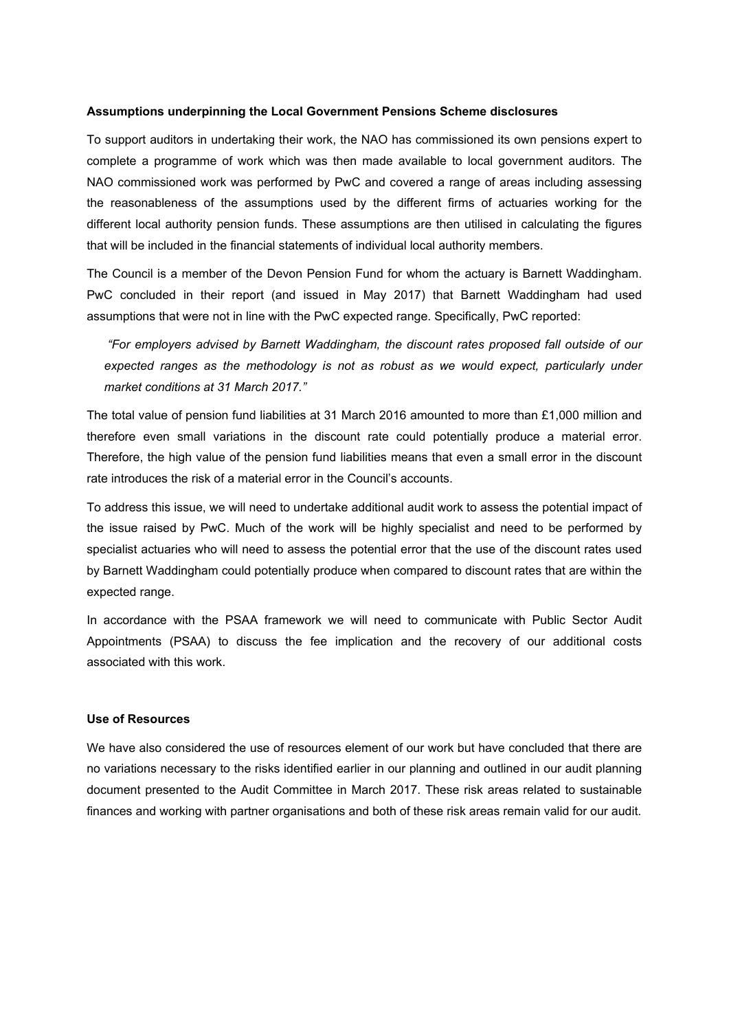**Assumptions underpinning the Local Government Pensions Scheme disclosures**

To support auditors in undertaking their work, the NAO has commissioned its own pensions expert to complete a programme of work which was then made available to local government auditors. The NAO commissioned work was performed by PwC and covered a range of areas including assessing the reasonableness of the assumptions used by the different firms of actuaries working for the different local authority pension funds. These assumptions are then utilised in calculating the figures that will be included in the financial statements of individual local authority members.

The Council is a member of the Devon Pension Fund for whom the actuary is Barnett Waddingham. PwC concluded in their report (and issued in May 2017) that Barnett Waddingham had used assumptions that were not in line with the PwC expected range. Specifically, PwC reported:

> *"For employers advised by Barnett Waddingham, the discount rates proposed fall outside of our expected ranges as the methodology is not as robust as we would expect, particularly under market conditions at 31 March 2017."*

The total value of pension fund liabilities at 31 March 2016 amounted to more than £1,000 million and therefore even small variations in the discount rate could potentially produce a material error. Therefore, the high value of the pension fund liabilities means that even a small error in the discount rate introduces the risk of a material error in the Council's accounts.

To address this issue, we will need to undertake additional audit work to assess the potential impact of the issue raised by PwC. Much of the work will be highly specialist and need to be performed by specialist actuaries who will need to assess the potential error that the use of the discount rates used by Barnett Waddingham could potentially produce when compared to discount rates that are within the expected range.

In accordance with the PSAA framework we will need to communicate with Public Sector Audit Appointments (PSAA) to discuss the fee implication and the recovery of our additional costs associated with this work.

**Use of Resources**

We have also considered the use of resources element of our work but have concluded that there are no variations necessary to the risks identified earlier in our planning and outlined in our audit planning document presented to the Audit Committee in March 2017. These risk areas related to sustainable finances and working with partner organisations and both of these risk areas remain valid for our audit.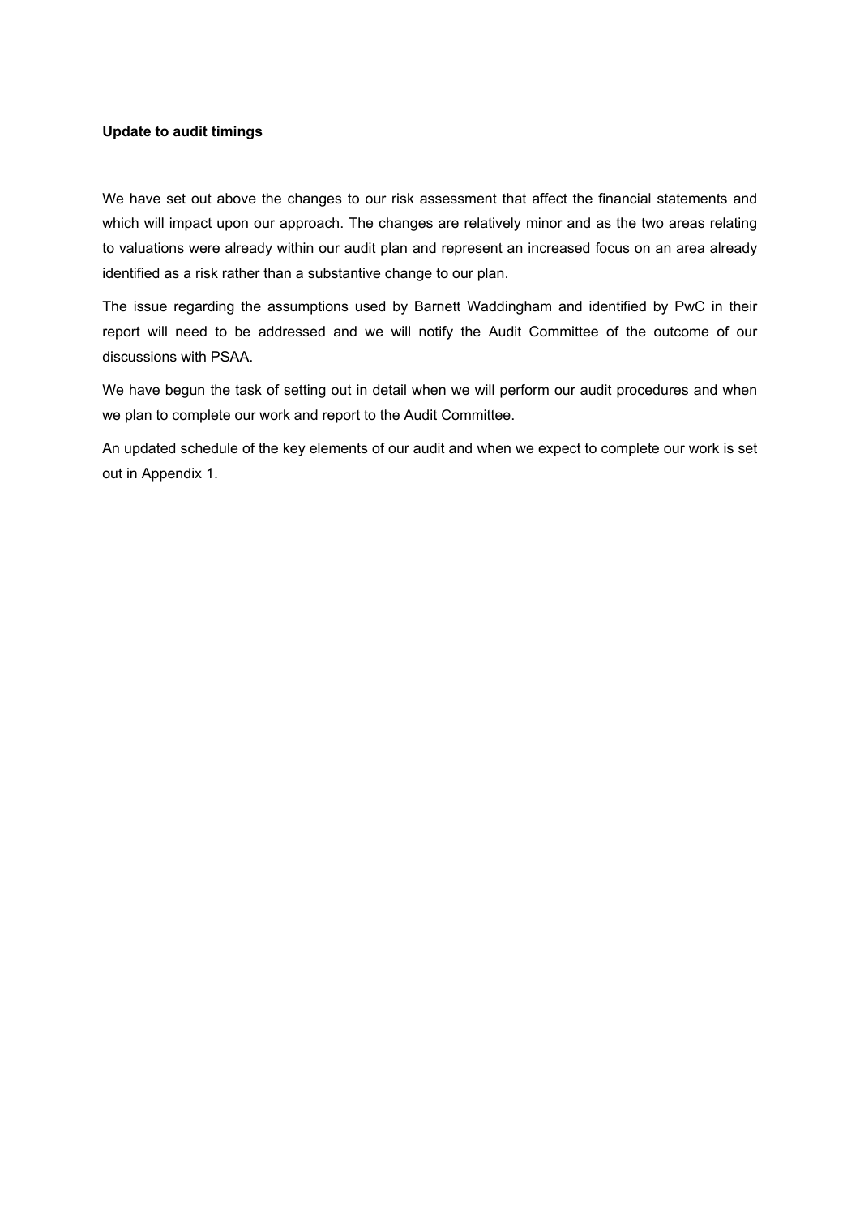**Update to audit timings**

We have set out above the changes to our risk assessment that affect the financial statements and which will impact upon our approach. The changes are relatively minor and as the two areas relating to valuations were already within our audit plan and represent an increased focus on an area already identified as a risk rather than a substantive change to our plan.

The issue regarding the assumptions used by Barnett Waddingham and identified by PwC in their report will need to be addressed and we will notify the Audit Committee of the outcome of our discussions with PSAA.

We have begun the task of setting out in detail when we will perform our audit procedures and when we plan to complete our work and report to the Audit Committee.

An updated schedule of the key elements of our audit and when we expect to complete our work is set out in Appendix 1.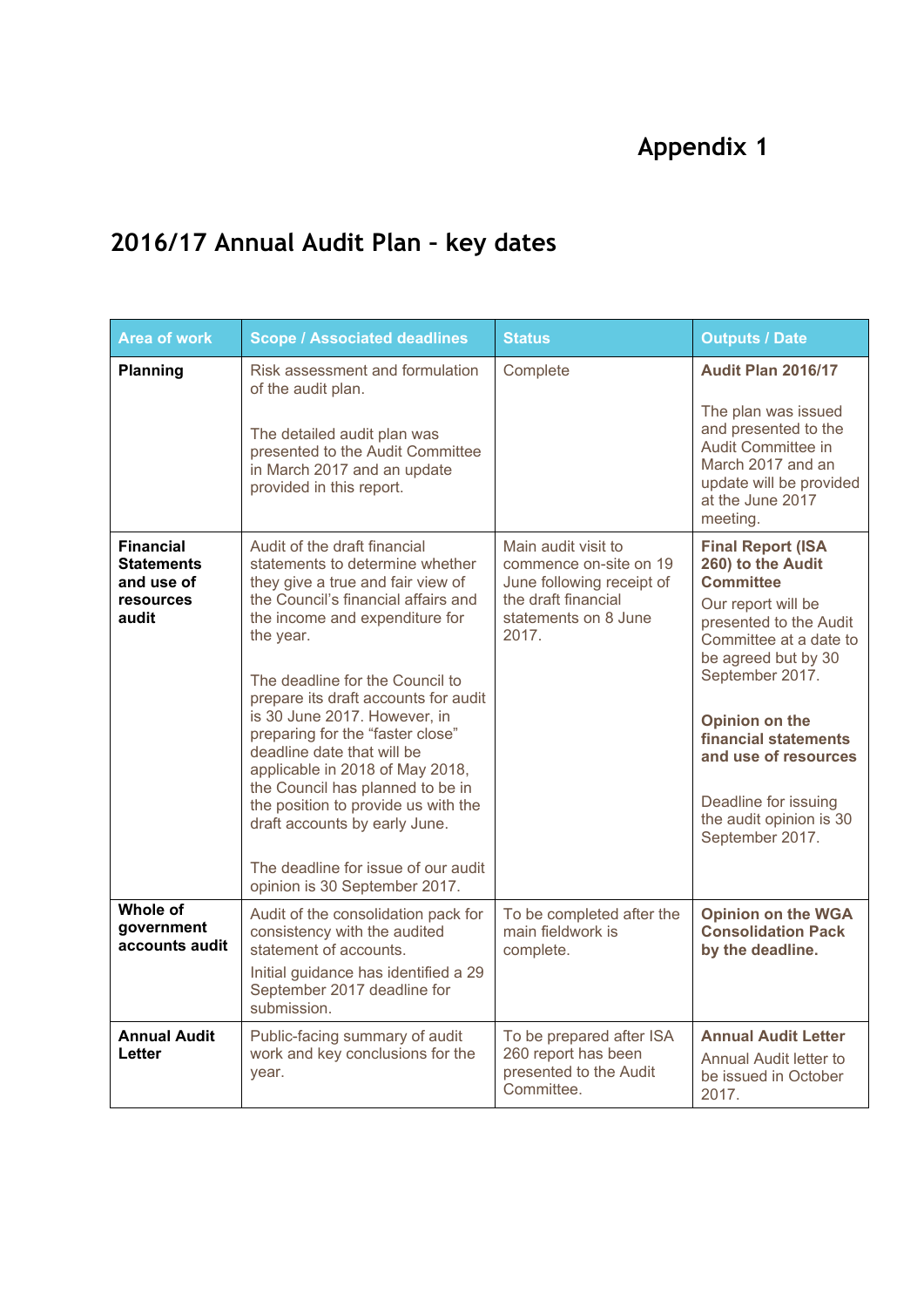# Appendix 1

## 2016/17 Annual Audit Plan – key dates

| Area of work | Scope / Associated deadlines | Status | Outputs / Date |
|---|---|---|---|
| **Planning** | Risk assessment and formulation of the audit plan.<br><br>The detailed audit plan was presented to the Audit Committee in March 2017 and an update provided in this report. | Complete | **Audit Plan 2016/17**<br><br>The plan was issued and presented to the Audit Committee in March 2017 and an update will be provided at the June 2017 meeting. |
| **Financial Statements and use of resources audit** | Audit of the draft financial statements to determine whether they give a true and fair view of the Council's financial affairs and the income and expenditure for the year.<br><br>The deadline for the Council to prepare its draft accounts for audit is 30 June 2017. However, in preparing for the "faster close" deadline date that will be applicable in 2018 of May 2018, the Council has planned to be in the position to provide us with the draft accounts by early June.<br><br>The deadline for issue of our audit opinion is 30 September 2017. | Main audit visit to commence on-site on 19 June following receipt of the draft financial statements on 8 June 2017. | **Final Report (ISA 260) to the Audit Committee**<br>Our report will be presented to the Audit Committee at a date to be agreed but by 30 September 2017.<br><br>**Opinion on the financial statements and use of resources**<br><br>Deadline for issuing the audit opinion is 30 September 2017. |
| **Whole of government accounts audit** | Audit of the consolidation pack for consistency with the audited statement of accounts.<br>Initial guidance has identified a 29 September 2017 deadline for submission. | To be completed after the main fieldwork is complete. | **Opinion on the WGA Consolidation Pack by the deadline.** |
| **Annual Audit Letter** | Public-facing summary of audit work and key conclusions for the year. | To be prepared after ISA 260 report has been presented to the Audit Committee. | **Annual Audit Letter**<br>Annual Audit letter to be issued in October 2017. |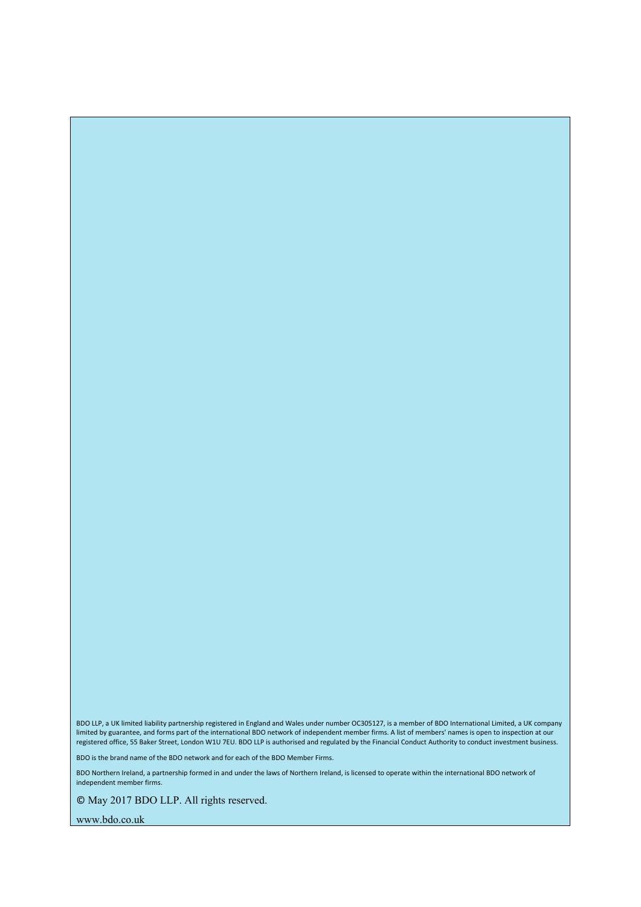BDO LLP, a UK limited liability partnership registered in England and Wales under number OC305127, is a member of BDO International Limited, a UK company limited by guarantee, and forms part of the international BDO network of independent member firms. A list of members' names is open to inspection at our registered office, 55 Baker Street, London W1U 7EU. BDO LLP is authorised and regulated by the Financial Conduct Authority to conduct investment business.

BDO is the brand name of the BDO network and for each of the BDO Member Firms.

BDO Northern Ireland, a partnership formed in and under the laws of Northern Ireland, is licensed to operate within the international BDO network of independent member firms.

© May 2017 BDO LLP. All rights reserved.

www.bdo.co.uk